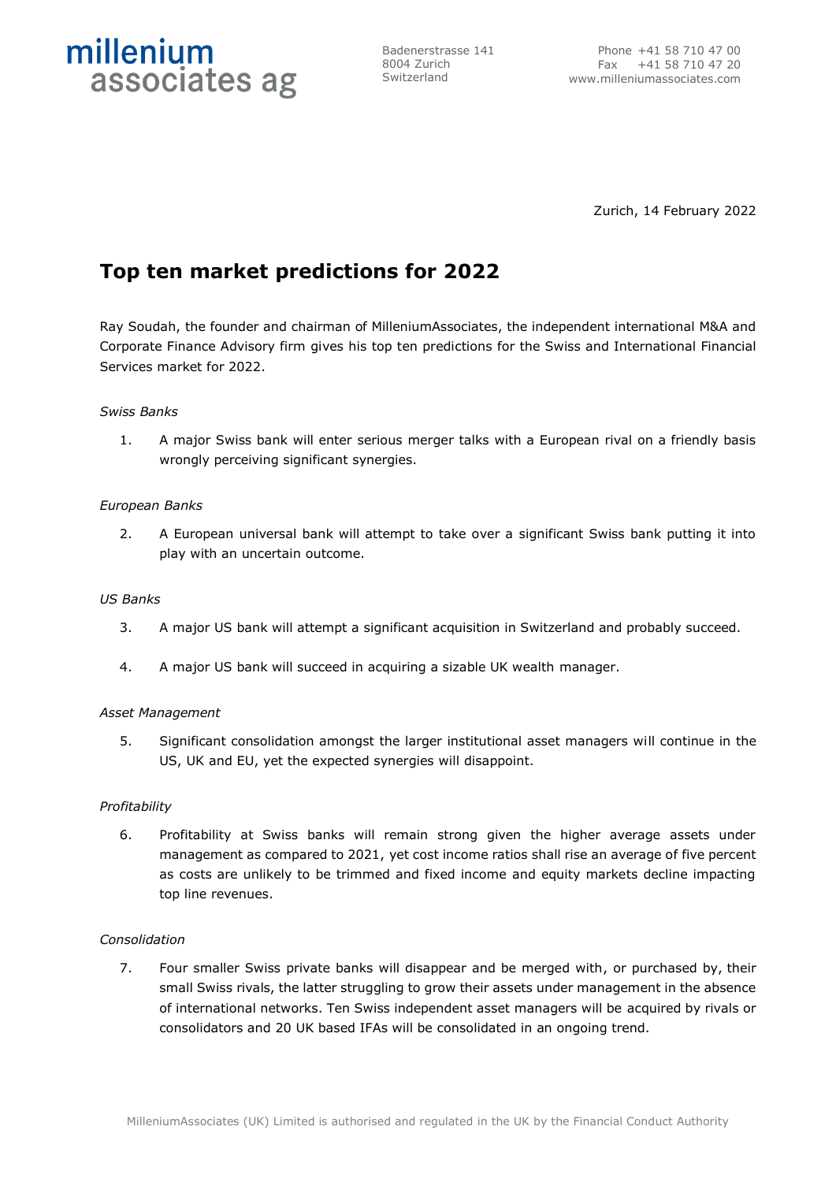millenium
associates ag

Badenerstrasse 141
8004 Zurich
Switzerland

Phone +41 58 710 47 00
Fax +41 58 710 47 20
www.milleniumassociates.com

Zurich, 14 February 2022

# Top ten market predictions for 2022

Ray Soudah, the founder and chairman of MilleniumAssociates, the independent international M&A and Corporate Finance Advisory firm gives his top ten predictions for the Swiss and International Financial Services market for 2022.

*Swiss Banks*

1. A major Swiss bank will enter serious merger talks with a European rival on a friendly basis wrongly perceiving significant synergies.

*European Banks*

2. A European universal bank will attempt to take over a significant Swiss bank putting it into play with an uncertain outcome.

*US Banks*

3. A major US bank will attempt a significant acquisition in Switzerland and probably succeed.

4. A major US bank will succeed in acquiring a sizable UK wealth manager.

*Asset Management*

5. Significant consolidation amongst the larger institutional asset managers will continue in the US, UK and EU, yet the expected synergies will disappoint.

*Profitability*

6. Profitability at Swiss banks will remain strong given the higher average assets under management as compared to 2021, yet cost income ratios shall rise an average of five percent as costs are unlikely to be trimmed and fixed income and equity markets decline impacting top line revenues.

*Consolidation*

7. Four smaller Swiss private banks will disappear and be merged with, or purchased by, their small Swiss rivals, the latter struggling to grow their assets under management in the absence of international networks. Ten Swiss independent asset managers will be acquired by rivals or consolidators and 20 UK based IFAs will be consolidated in an ongoing trend.

MilleniumAssociates (UK) Limited is authorised and regulated in the UK by the Financial Conduct Authority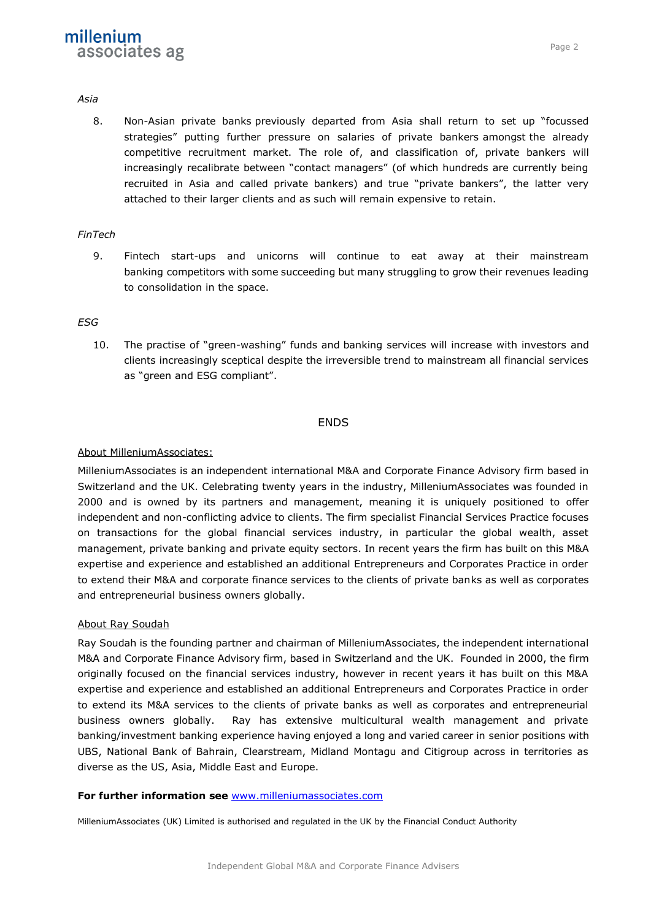*Asia*

8. Non-Asian private banks previously departed from Asia shall return to set up "focussed strategies" putting further pressure on salaries of private bankers amongst the already competitive recruitment market. The role of, and classification of, private bankers will increasingly recalibrate between "contact managers" (of which hundreds are currently being recruited in Asia and called private bankers) and true "private bankers", the latter very attached to their larger clients and as such will remain expensive to retain.

*FinTech*

9. Fintech start-ups and unicorns will continue to eat away at their mainstream banking competitors with some succeeding but many struggling to grow their revenues leading to consolidation in the space.

*ESG*

10. The practise of "green-washing" funds and banking services will increase with investors and clients increasingly sceptical despite the irreversible trend to mainstream all financial services as "green and ESG compliant".

ENDS

<u>About MilleniumAssociates:</u>

MilleniumAssociates is an independent international M&A and Corporate Finance Advisory firm based in Switzerland and the UK. Celebrating twenty years in the industry, MilleniumAssociates was founded in 2000 and is owned by its partners and management, meaning it is uniquely positioned to offer independent and non-conflicting advice to clients. The firm specialist Financial Services Practice focuses on transactions for the global financial services industry, in particular the global wealth, asset management, private banking and private equity sectors. In recent years the firm has built on this M&A expertise and experience and established an additional Entrepreneurs and Corporates Practice in order to extend their M&A and corporate finance services to the clients of private banks as well as corporates and entrepreneurial business owners globally.

<u>About Ray Soudah</u>

Ray Soudah is the founding partner and chairman of MilleniumAssociates, the independent international M&A and Corporate Finance Advisory firm, based in Switzerland and the UK. Founded in 2000, the firm originally focused on the financial services industry, however in recent years it has built on this M&A expertise and experience and established an additional Entrepreneurs and Corporates Practice in order to extend its M&A services to the clients of private banks as well as corporates and entrepreneurial business owners globally. Ray has extensive multicultural wealth management and private banking/investment banking experience having enjoyed a long and varied career in senior positions with UBS, National Bank of Bahrain, Clearstream, Midland Montagu and Citigroup across in territories as diverse as the US, Asia, Middle East and Europe.

**For further information see** [www.milleniumassociates.com](http://www.milleniumassociates.com)

MilleniumAssociates (UK) Limited is authorised and regulated in the UK by the Financial Conduct Authority